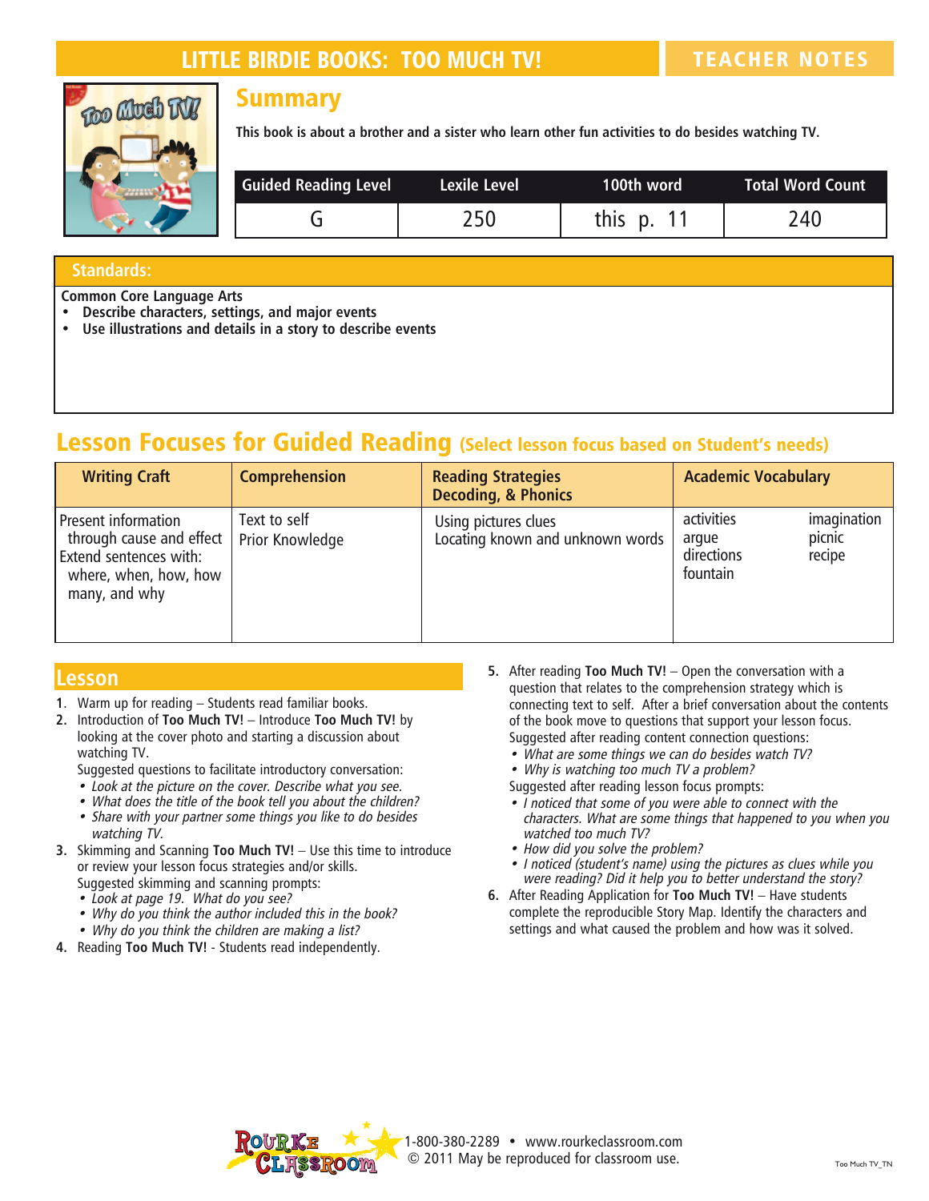# LITTLE BIRDIE BOOKS: TOO MUCH TV!

TEACHER NOTES

## Summary

**This book is about a brother and a sister who learn other fun activities to do besides watching TV.**

| Guided Reading Level | Lexile Level | 100th word | Total Word Count |
|---|---|---|---|
| G | 250 | this p. 11 | 240 |

## Standards:

**Common Core Language Arts**

- **Describe characters, settings, and major events**
- **Use illustrations and details in a story to describe events**

## Lesson Focuses for Guided Reading (Select lesson focus based on Student's needs)

| Writing Craft | Comprehension | Reading Strategies Decoding, & Phonics | Academic Vocabulary |
|---|---|---|---|
| Present information through cause and effect<br>Extend sentences with: where, when, how, how many, and why | Text to self<br>Prior Knowledge | Using pictures clues<br>Locating known and unknown words | activities<br>argue<br>directions<br>fountain<br>imagination<br>picnic<br>recipe |

## Lesson

1. Warm up for reading – Students read familiar books.
2. Introduction of **Too Much TV!** – Introduce **Too Much TV!** by looking at the cover photo and starting a discussion about watching TV.
   Suggested questions to facilitate introductory conversation:
   - *Look at the picture on the cover. Describe what you see.*
   - *What does the title of the book tell you about the children?*
   - *Share with your partner some things you like to do besides watching TV.*
3. Skimming and Scanning **Too Much TV!** – Use this time to introduce or review your lesson focus strategies and/or skills.
   Suggested skimming and scanning prompts:
   - *Look at page 19. What do you see?*
   - *Why do you think the author included this in the book?*
   - *Why do you think the children are making a list?*
4. Reading **Too Much TV!** - Students read independently.
5. After reading **Too Much TV!** – Open the conversation with a question that relates to the comprehension strategy which is connecting text to self. After a brief conversation about the contents of the book move to questions that support your lesson focus.
   Suggested after reading content connection questions:
   - *What are some things we can do besides watch TV?*
   - *Why is watching too much TV a problem?*

   Suggested after reading lesson focus prompts:
   - *I noticed that some of you were able to connect with the characters. What are some things that happened to you when you watched too much TV?*
   - *How did you solve the problem?*
   - *I noticed (student's name) using the pictures as clues while you were reading? Did it help you to better understand the story?*
6. After Reading Application for **Too Much TV!** – Have students complete the reproducible Story Map. Identify the characters and settings and what caused the problem and how was it solved.

1-800-380-2289 • www.rourkeclassroom.com
© 2011 May be reproduced for classroom use.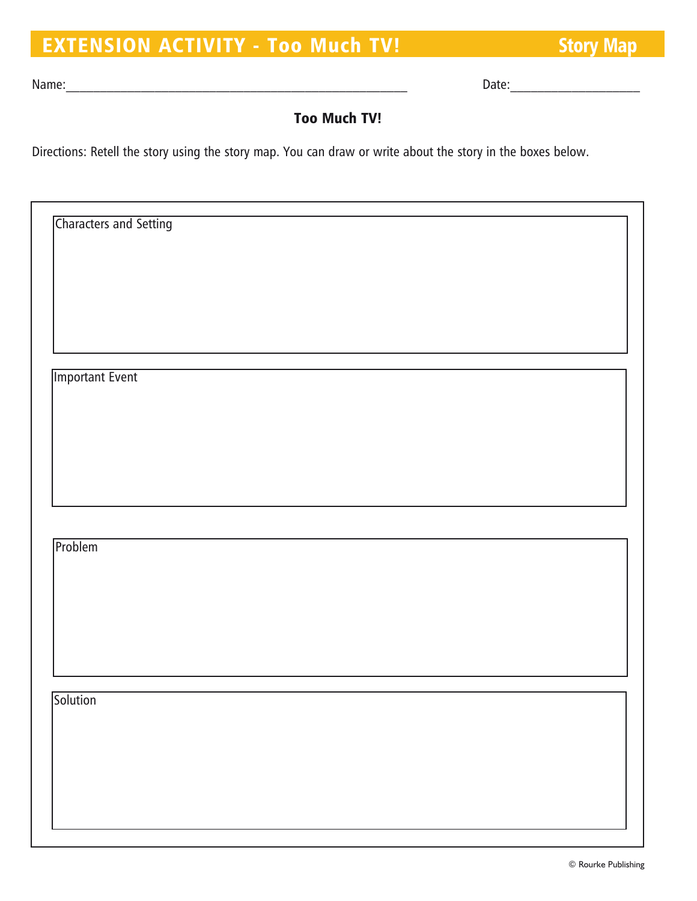# EXTENSION ACTIVITY - Too Much TV! Story Map

Name:\_\_\_\_\_\_\_\_\_\_\_\_\_\_\_\_\_\_\_\_\_\_\_\_\_\_\_\_\_\_\_\_\_\_\_\_\_\_\_\_\_\_\_\_\_\_\_\_ Date:\_\_\_\_\_\_\_\_\_\_\_\_\_\_\_\_\_\_\_\_

**Too Much TV!**

Directions: Retell the story using the story map. You can draw or write about the story in the boxes below.

Characters and Setting

Important Event

Problem

Solution

© Rourke Publishing